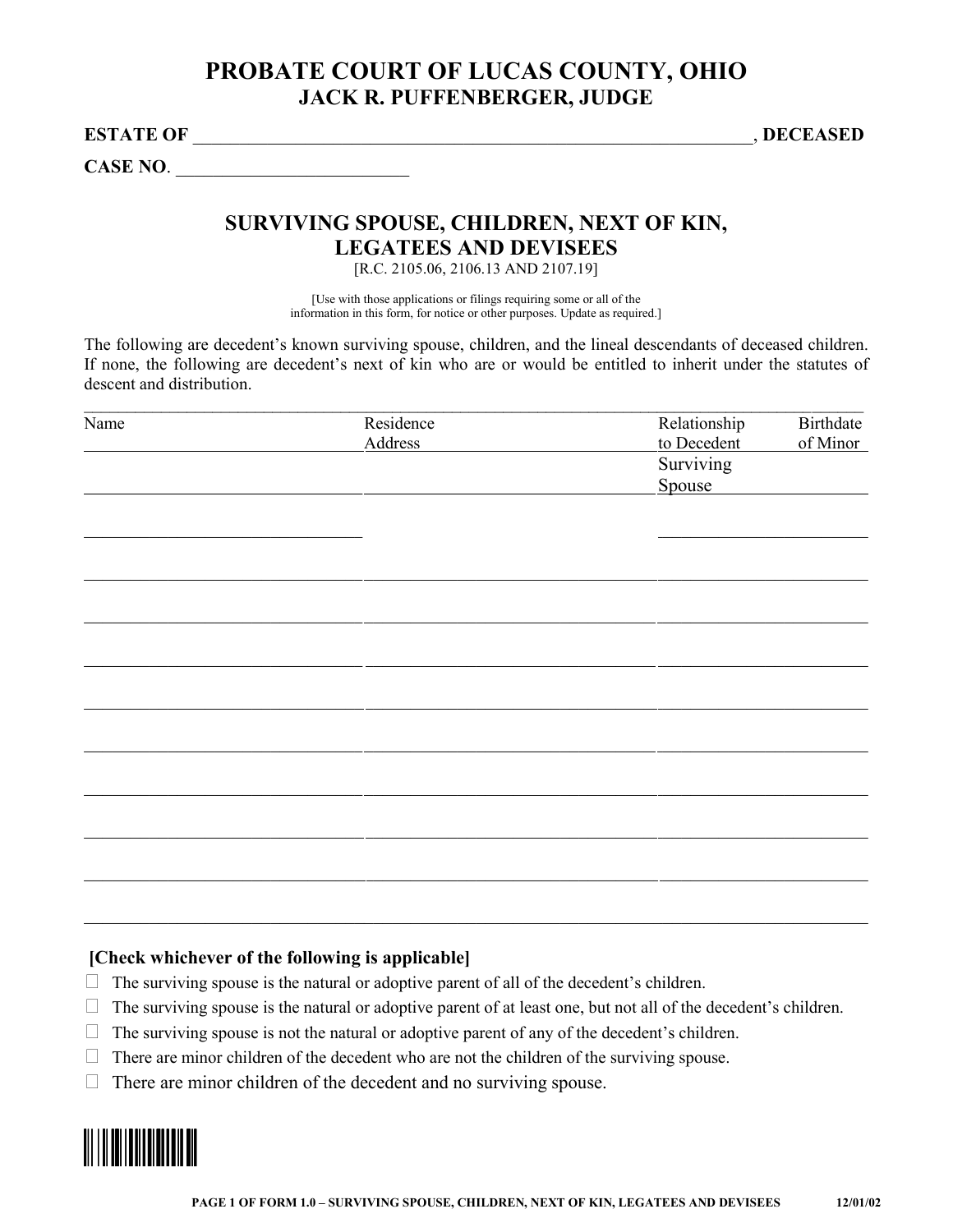# PROBATE COURT OF LUCAS COUNTY, OHIO
## JACK R. PUFFENBERGER, JUDGE

**ESTATE OF** \_\_\_\_\_\_\_\_\_\_\_\_\_\_\_\_\_\_\_\_\_\_\_\_\_\_\_\_\_\_\_\_\_\_\_\_\_\_\_\_\_\_\_\_\_\_\_\_\_\_\_\_\_\_\_\_\_\_\_\_\_\_, **DECEASED**

**CASE NO**. \_\_\_\_\_\_\_\_\_\_\_\_\_\_\_\_\_\_\_\_\_\_\_\_\_\_

## SURVIVING SPOUSE, CHILDREN, NEXT OF KIN, LEGATEES AND DEVISEES

[R.C. 2105.06, 2106.13 AND 2107.19]

[Use with those applications or filings requiring some or all of the information in this form, for notice or other purposes. Update as required.]

The following are decedent's known surviving spouse, children, and the lineal descendants of deceased children. If none, the following are decedent's next of kin who are or would be entitled to inherit under the statutes of descent and distribution.

| Name | Residence Address | Relationship to Decedent | Birthdate of Minor |
|---|---|---|---|
| | | Surviving Spouse | |
| | | | |
| | | | |
| | | | |
| | | | |
| | | | |
| | | | |
| | | | |
| | | | |
| | | | |
| | | | |

**[Check whichever of the following is applicable]**

- ☐ The surviving spouse is the natural or adoptive parent of all of the decedent's children.
- ☐ The surviving spouse is the natural or adoptive parent of at least one, but not all of the decedent's children.
- ☐ The surviving spouse is not the natural or adoptive parent of any of the decedent's children.
- ☐ There are minor children of the decedent who are not the children of the surviving spouse.
- ☐ There are minor children of the decedent and no surviving spouse.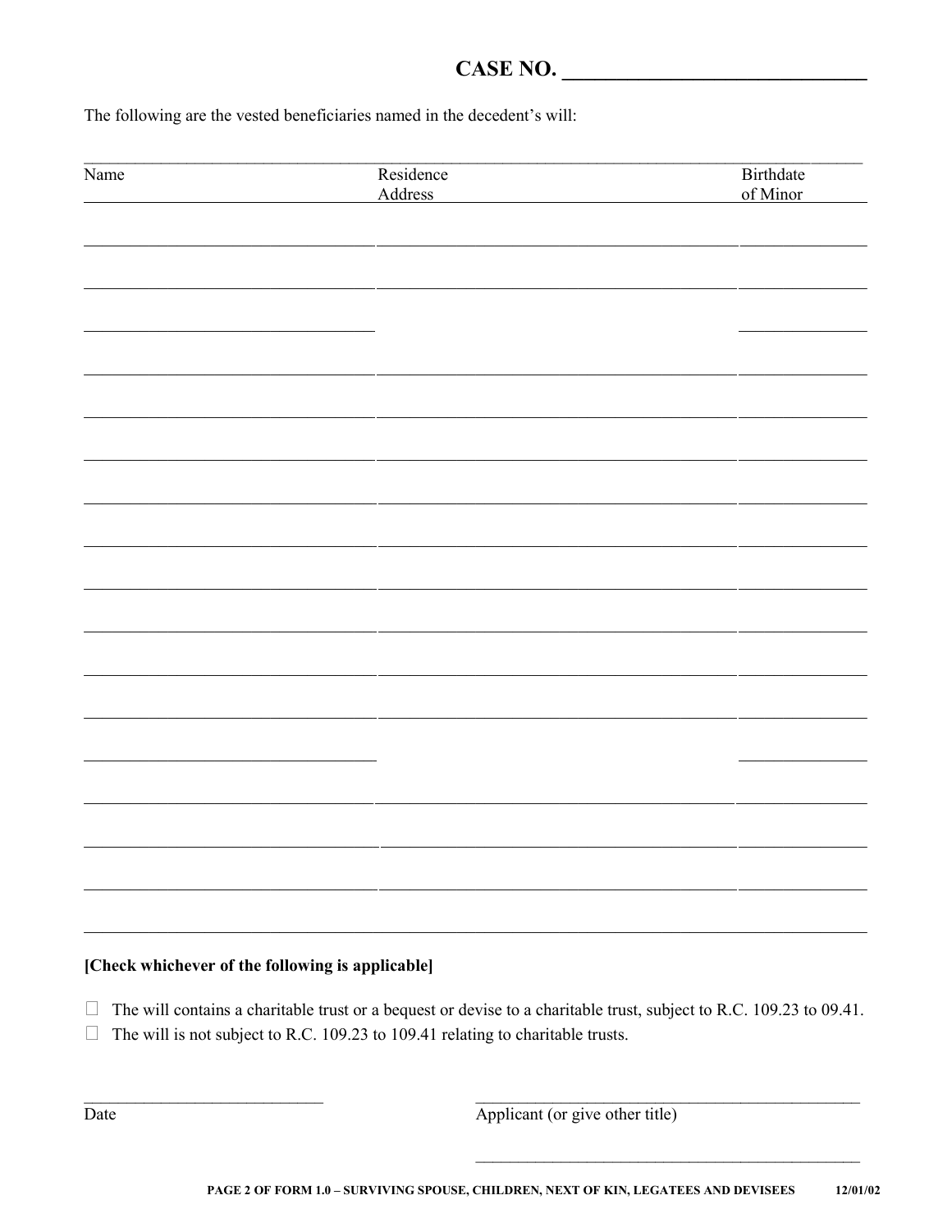CASE NO. ___________________________

The following are the vested beneficiaries named in the decedent's will:

| Name | Residence Address | Birthdate of Minor |
|---|---|---|
| | | |
| | | |
| | | |
| | | |
| | | |
| | | |
| | | |
| | | |
| | | |
| | | |
| | | |
| | | |
| | | |
| | | |
| | | |
| | | |
| | | |

**[Check whichever of the following is applicable]**

☐ The will contains a charitable trust or a bequest or devise to a charitable trust, subject to R.C. 109.23 to 09.41.
☐ The will is not subject to R.C. 109.23 to 109.41 relating to charitable trusts.

___________________________ &nbsp;&nbsp;&nbsp;&nbsp;&nbsp;&nbsp;&nbsp;&nbsp; ___________________________________________
Date &nbsp;&nbsp;&nbsp;&nbsp;&nbsp;&nbsp;&nbsp;&nbsp;&nbsp;&nbsp;&nbsp;&nbsp;&nbsp;&nbsp;&nbsp;&nbsp;&nbsp;&nbsp;&nbsp;&nbsp;&nbsp;&nbsp;&nbsp;&nbsp;&nbsp;&nbsp;&nbsp;&nbsp;&nbsp;&nbsp;&nbsp;&nbsp; Applicant (or give other title)

___________________________________________

PAGE 2 OF FORM 1.0 – SURVIVING SPOUSE, CHILDREN, NEXT OF KIN, LEGATEES AND DEVISEES 12/01/02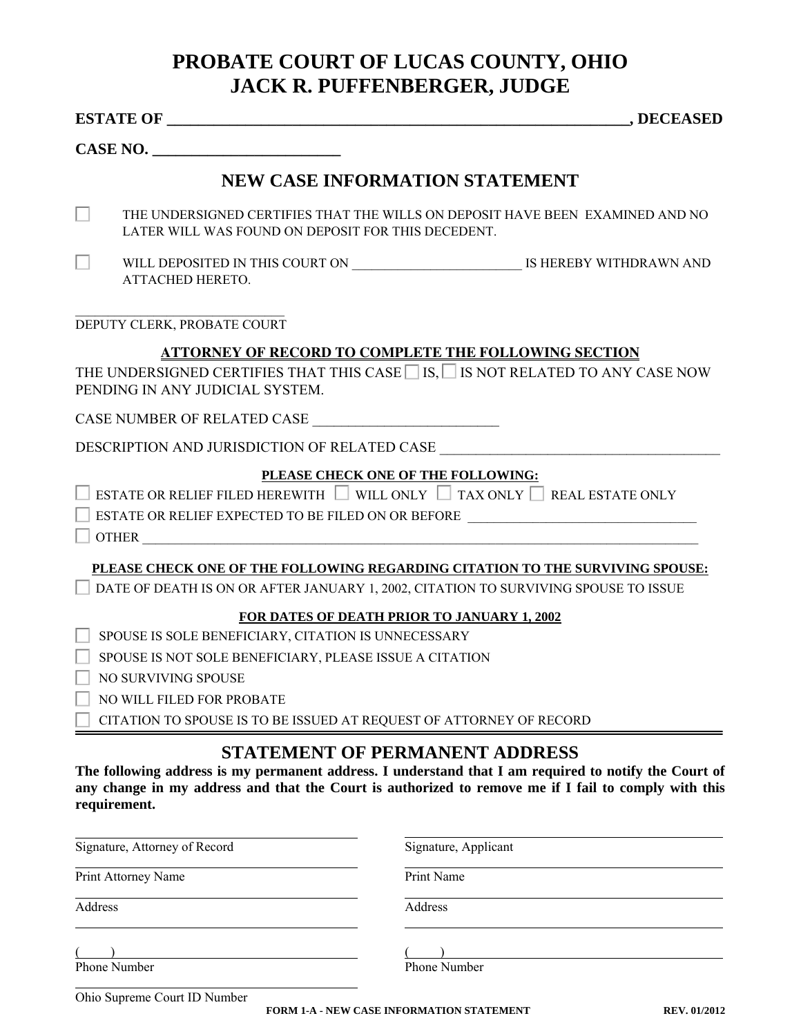# PROBATE COURT OF LUCAS COUNTY, OHIO
# JACK R. PUFFENBERGER, JUDGE

**ESTATE OF \_\_\_\_\_\_\_\_\_\_\_\_\_\_\_\_\_\_\_\_\_\_\_\_\_\_\_\_\_\_\_\_\_\_\_\_\_\_\_\_\_\_\_\_\_\_\_\_\_\_\_\_\_\_\_\_\_\_\_\_, DECEASED**

**CASE NO. \_\_\_\_\_\_\_\_\_\_\_\_\_\_\_\_\_\_\_\_\_\_\_\_\_\_**

## NEW CASE INFORMATION STATEMENT

☐ THE UNDERSIGNED CERTIFIES THAT THE WILLS ON DEPOSIT HAVE BEEN EXAMINED AND NO LATER WILL WAS FOUND ON DEPOSIT FOR THIS DECEDENT.

☐ WILL DEPOSITED IN THIS COURT ON \_\_\_\_\_\_\_\_\_\_\_\_\_\_\_\_\_\_\_\_\_\_\_\_\_\_ IS HEREBY WITHDRAWN AND ATTACHED HERETO.

\_\_\_\_\_\_\_\_\_\_\_\_\_\_\_\_\_\_\_\_\_\_\_\_\_\_\_\_\_\_\_\_
DEPUTY CLERK, PROBATE COURT

**ATTORNEY OF RECORD TO COMPLETE THE FOLLOWING SECTION**

THE UNDERSIGNED CERTIFIES THAT THIS CASE ☐ IS, ☐ IS NOT RELATED TO ANY CASE NOW PENDING IN ANY JUDICIAL SYSTEM.

CASE NUMBER OF RELATED CASE \_\_\_\_\_\_\_\_\_\_\_\_\_\_\_\_\_\_\_\_\_\_\_\_\_\_

DESCRIPTION AND JURISDICTION OF RELATED CASE \_\_\_\_\_\_\_\_\_\_\_\_\_\_\_\_\_\_\_\_\_\_\_\_\_\_\_\_\_\_\_\_\_\_\_\_\_\_\_\_\_

**PLEASE CHECK ONE OF THE FOLLOWING:**

☐ ESTATE OR RELIEF FILED HEREWITH ☐ WILL ONLY ☐ TAX ONLY ☐ REAL ESTATE ONLY

☐ ESTATE OR RELIEF EXPECTED TO BE FILED ON OR BEFORE \_\_\_\_\_\_\_\_\_\_\_\_\_\_\_\_\_\_\_\_\_\_\_\_\_\_\_\_\_\_\_\_\_\_\_

☐ OTHER \_\_\_\_\_\_\_\_\_\_\_\_\_\_\_\_\_\_\_\_\_\_\_\_\_\_\_\_\_\_\_\_\_\_\_\_\_\_\_\_\_\_\_\_\_\_\_\_\_\_\_\_\_\_\_\_\_\_\_\_\_\_\_\_\_\_\_\_\_\_\_\_\_\_\_\_\_\_\_\_\_\_

**PLEASE CHECK ONE OF THE FOLLOWING REGARDING CITATION TO THE SURVIVING SPOUSE:**

☐ DATE OF DEATH IS ON OR AFTER JANUARY 1, 2002, CITATION TO SURVIVING SPOUSE TO ISSUE

**FOR DATES OF DEATH PRIOR TO JANUARY 1, 2002**

☐ SPOUSE IS SOLE BENEFICIARY, CITATION IS UNNECESSARY

☐ SPOUSE IS NOT SOLE BENEFICIARY, PLEASE ISSUE A CITATION

☐ NO SURVIVING SPOUSE

☐ NO WILL FILED FOR PROBATE

☐ CITATION TO SPOUSE IS TO BE ISSUED AT REQUEST OF ATTORNEY OF RECORD

---

## STATEMENT OF PERMANENT ADDRESS

**The following address is my permanent address. I understand that I am required to notify the Court of any change in my address and that the Court is authorized to remove me if I fail to comply with this requirement.**

| | |
|---|---|
| \_\_\_\_\_\_\_\_\_\_\_\_\_\_\_\_\_\_\_\_\_\_\_\_\_\_\_\_\_\_ Signature, Attorney of Record | \_\_\_\_\_\_\_\_\_\_\_\_\_\_\_\_\_\_\_\_\_\_\_\_\_\_\_\_\_\_ Signature, Applicant |
| \_\_\_\_\_\_\_\_\_\_\_\_\_\_\_\_\_\_\_\_\_\_\_\_\_\_\_\_\_\_ Print Attorney Name | \_\_\_\_\_\_\_\_\_\_\_\_\_\_\_\_\_\_\_\_\_\_\_\_\_\_\_\_\_\_ Print Name |
| \_\_\_\_\_\_\_\_\_\_\_\_\_\_\_\_\_\_\_\_\_\_\_\_\_\_\_\_\_\_ Address | \_\_\_\_\_\_\_\_\_\_\_\_\_\_\_\_\_\_\_\_\_\_\_\_\_\_\_\_\_\_ Address |
| \_\_\_\_\_\_\_\_\_\_\_\_\_\_\_\_\_\_\_\_\_\_\_\_\_\_\_\_\_\_ | \_\_\_\_\_\_\_\_\_\_\_\_\_\_\_\_\_\_\_\_\_\_\_\_\_\_\_\_\_\_ |
| (&nbsp;&nbsp;&nbsp;&nbsp;) \_\_\_\_\_\_\_\_\_\_\_\_\_\_\_\_\_\_\_\_\_\_\_\_ Phone Number | (&nbsp;&nbsp;&nbsp;&nbsp;) \_\_\_\_\_\_\_\_\_\_\_\_\_\_\_\_\_\_\_\_\_\_\_\_ Phone Number |
| \_\_\_\_\_\_\_\_\_\_\_\_\_\_\_\_\_\_\_\_\_\_\_\_\_\_\_\_\_\_ Ohio Supreme Court ID Number | |

FORM 1-A - NEW CASE INFORMATION STATEMENT REV. 01/2012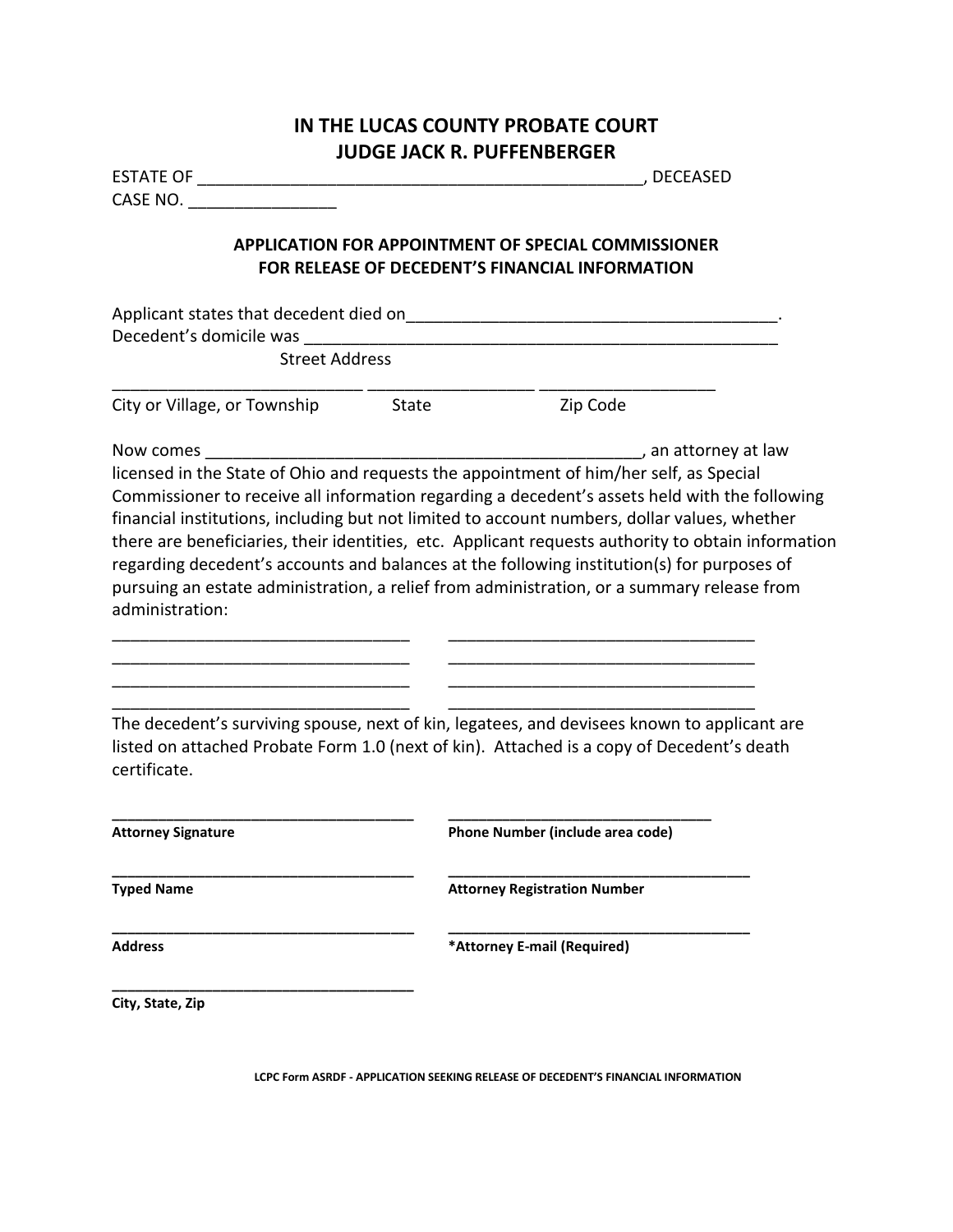# IN THE LUCAS COUNTY PROBATE COURT
# JUDGE JACK R. PUFFENBERGER

ESTATE OF ______________________________________________, DECEASED
CASE NO. _______________

## APPLICATION FOR APPOINTMENT OF SPECIAL COMMISSIONER FOR RELEASE OF DECEDENT'S FINANCIAL INFORMATION

Applicant states that decedent died on________________________________________.
Decedent's domicile was ____________________________________________________
Street Address

___________________________ _________________ __________________
City or Village, or Township State Zip Code

Now comes ______________________________________________, an attorney at law licensed in the State of Ohio and requests the appointment of him/her self, as Special Commissioner to receive all information regarding a decedent's assets held with the following financial institutions, including but not limited to account numbers, dollar values, whether there are beneficiaries, their identities, etc. Applicant requests authority to obtain information regarding decedent's accounts and balances at the following institution(s) for purposes of pursuing an estate administration, a relief from administration, or a summary release from administration:

________________________________ ________________________________
________________________________ ________________________________
________________________________ ________________________________
________________________________ ________________________________

The decedent's surviving spouse, next of kin, legatees, and devisees known to applicant are listed on attached Probate Form 1.0 (next of kin). Attached is a copy of Decedent's death certificate.

_________________________________ _______________________________
**Attorney Signature** **Phone Number (include area code)**

_________________________________ _________________________________
**Typed Name** **Attorney Registration Number**

_________________________________ _________________________________
**Address** ***Attorney E-mail (Required)**

_________________________________
**City, State, Zip**

LCPC Form ASRDF - APPLICATION SEEKING RELEASE OF DECEDENT'S FINANCIAL INFORMATION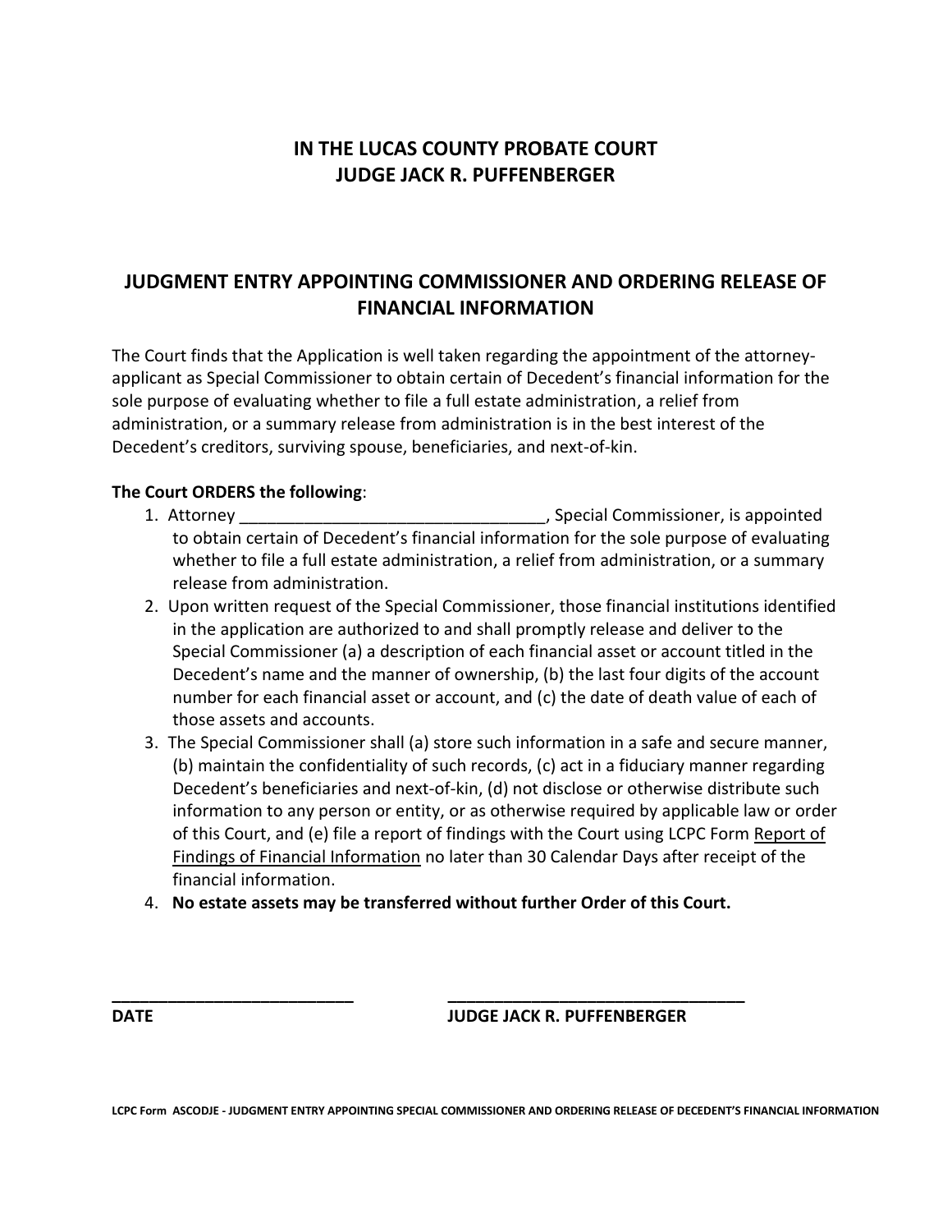# IN THE LUCAS COUNTY PROBATE COURT
# JUDGE JACK R. PUFFENBERGER

## JUDGMENT ENTRY APPOINTING COMMISSIONER AND ORDERING RELEASE OF FINANCIAL INFORMATION

The Court finds that the Application is well taken regarding the appointment of the attorney-applicant as Special Commissioner to obtain certain of Decedent's financial information for the sole purpose of evaluating whether to file a full estate administration, a relief from administration, or a summary release from administration is in the best interest of the Decedent's creditors, surviving spouse, beneficiaries, and next-of-kin.

**The Court ORDERS the following**:

1. Attorney _________________________________, Special Commissioner, is appointed to obtain certain of Decedent's financial information for the sole purpose of evaluating whether to file a full estate administration, a relief from administration, or a summary release from administration.
2. Upon written request of the Special Commissioner, those financial institutions identified in the application are authorized to and shall promptly release and deliver to the Special Commissioner (a) a description of each financial asset or account titled in the Decedent's name and the manner of ownership, (b) the last four digits of the account number for each financial asset or account, and (c) the date of death value of each of those assets and accounts.
3. The Special Commissioner shall (a) store such information in a safe and secure manner, (b) maintain the confidentiality of such records, (c) act in a fiduciary manner regarding Decedent's beneficiaries and next-of-kin, (d) not disclose or otherwise distribute such information to any person or entity, or as otherwise required by applicable law or order of this Court, and (e) file a report of findings with the Court using LCPC Form Report of Findings of Financial Information no later than 30 Calendar Days after receipt of the financial information.
4. **No estate assets may be transferred without further Order of this Court.**

**_________________________**　　　　**_________________________________**

**DATE**　　　　**JUDGE JACK R. PUFFENBERGER**

**LCPC Form ASCODJE - JUDGMENT ENTRY APPOINTING SPECIAL COMMISSIONER AND ORDERING RELEASE OF DECEDENT'S FINANCIAL INFORMATION**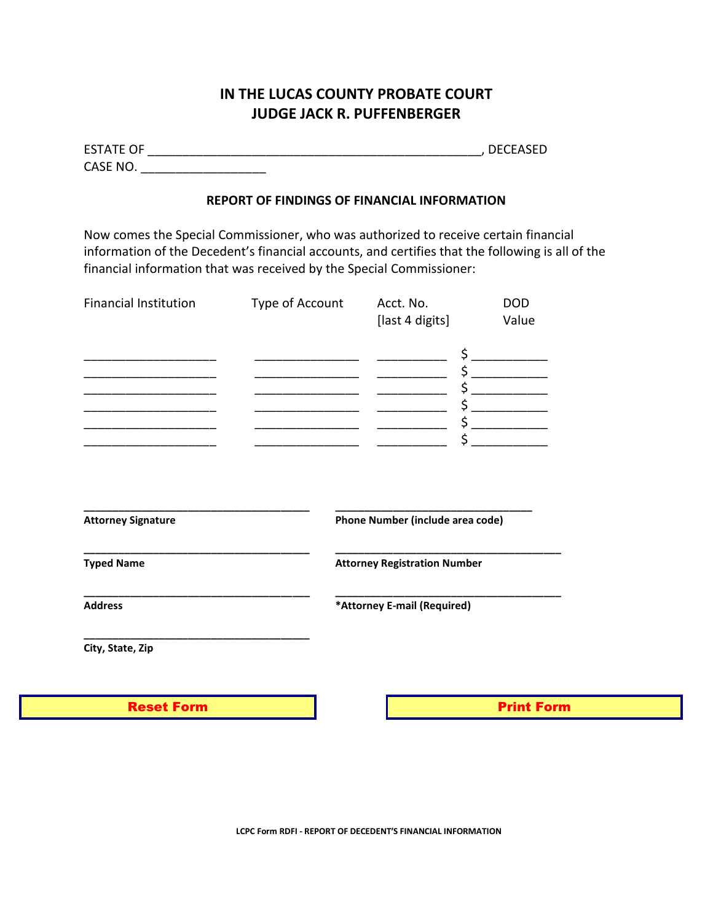# IN THE LUCAS COUNTY PROBATE COURT
# JUDGE JACK R. PUFFENBERGER

ESTATE OF ______________________________________________, DECEASED

CASE NO. _________________

## REPORT OF FINDINGS OF FINANCIAL INFORMATION

Now comes the Special Commissioner, who was authorized to receive certain financial information of the Decedent's financial accounts, and certifies that the following is all of the financial information that was received by the Special Commissioner:

| Financial Institution | Type of Account | Acct. No. [last 4 digits] | DOD Value |
|---|---|---|---|
| ___________________ | _______________ | __________ | $ ___________ |
| ___________________ | _______________ | __________ | $ ___________ |
| ___________________ | _______________ | __________ | $ ___________ |
| ___________________ | _______________ | __________ | $ ___________ |
| ___________________ | _______________ | __________ | $ ___________ |
| ___________________ | _______________ | __________ | $ ___________ |

__________________________________ **Attorney Signature**

__________________________________ **Phone Number (include area code)**

__________________________________ **Typed Name**

__________________________________ **Attorney Registration Number**

__________________________________ **Address**

__________________________________ ***Attorney E-mail (Required)**

__________________________________ **City, State, Zip**

Reset Form

Print Form

LCPC Form RDFI - REPORT OF DECEDENT'S FINANCIAL INFORMATION